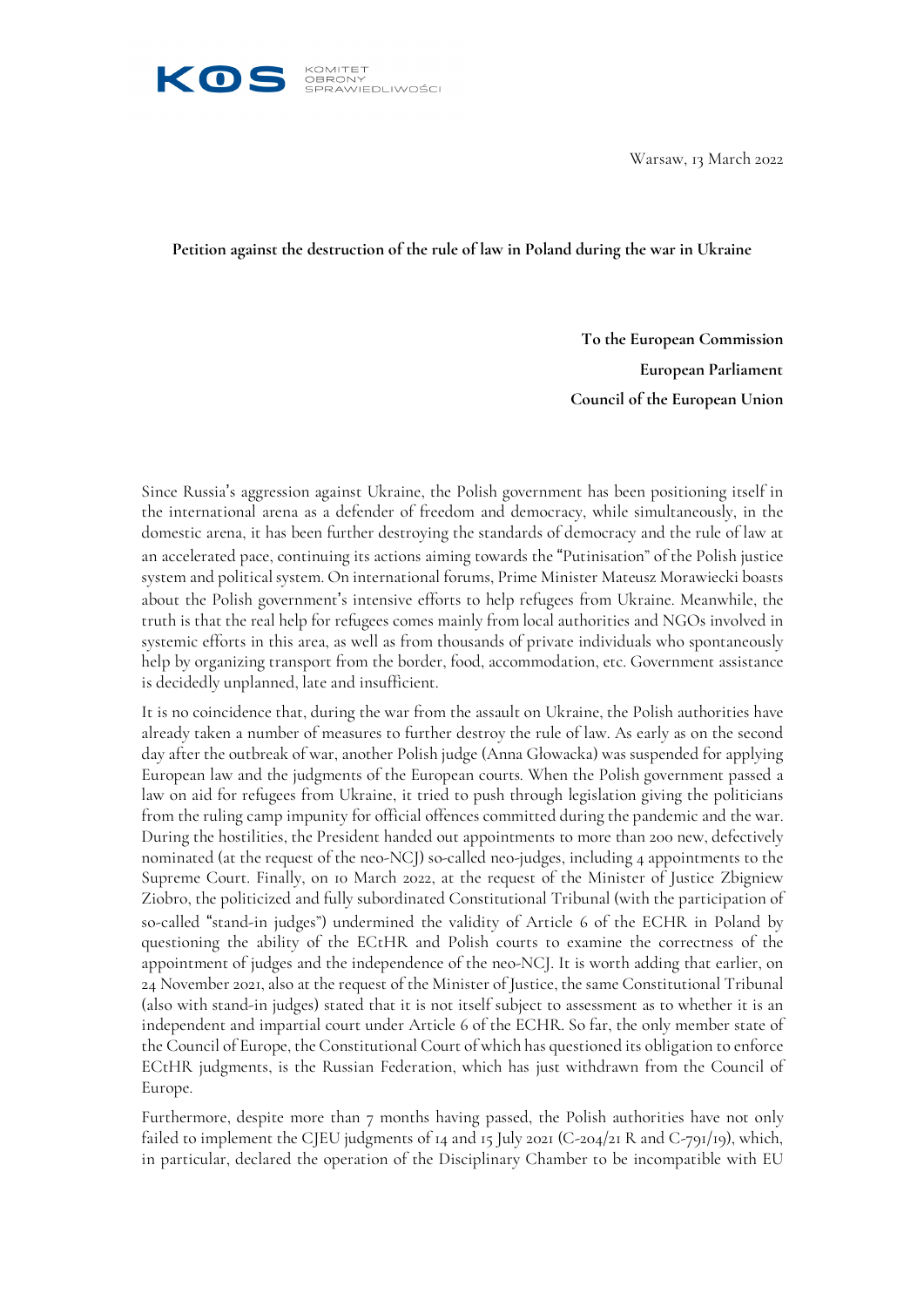KOMITET OBRONY SPRAWIEDLIWOŚCI

Warsaw, 13 March 2022

**Petition against the destruction of the rule of law in Poland during the war in Ukraine**

**To the European Commission**
**European Parliament**
**Council of the European Union**

Since Russia's aggression against Ukraine, the Polish government has been positioning itself in the international arena as a defender of freedom and democracy, while simultaneously, in the domestic arena, it has been further destroying the standards of democracy and the rule of law at an accelerated pace, continuing its actions aiming towards the "Putinisation" of the Polish justice system and political system. On international forums, Prime Minister Mateusz Morawiecki boasts about the Polish government's intensive efforts to help refugees from Ukraine. Meanwhile, the truth is that the real help for refugees comes mainly from local authorities and NGOs involved in systemic efforts in this area, as well as from thousands of private individuals who spontaneously help by organizing transport from the border, food, accommodation, etc. Government assistance is decidedly unplanned, late and insufficient.

It is no coincidence that, during the war from the assault on Ukraine, the Polish authorities have already taken a number of measures to further destroy the rule of law. As early as on the second day after the outbreak of war, another Polish judge (Anna Głowacka) was suspended for applying European law and the judgments of the European courts. When the Polish government passed a law on aid for refugees from Ukraine, it tried to push through legislation giving the politicians from the ruling camp impunity for official offences committed during the pandemic and the war. During the hostilities, the President handed out appointments to more than 200 new, defectively nominated (at the request of the neo-NCJ) so-called neo-judges, including 4 appointments to the Supreme Court. Finally, on 10 March 2022, at the request of the Minister of Justice Zbigniew Ziobro, the politicized and fully subordinated Constitutional Tribunal (with the participation of so-called "stand-in judges") undermined the validity of Article 6 of the ECHR in Poland by questioning the ability of the ECtHR and Polish courts to examine the correctness of the appointment of judges and the independence of the neo-NCJ. It is worth adding that earlier, on 24 November 2021, also at the request of the Minister of Justice, the same Constitutional Tribunal (also with stand-in judges) stated that it is not itself subject to assessment as to whether it is an independent and impartial court under Article 6 of the ECHR. So far, the only member state of the Council of Europe, the Constitutional Court of which has questioned its obligation to enforce ECtHR judgments, is the Russian Federation, which has just withdrawn from the Council of Europe.

Furthermore, despite more than 7 months having passed, the Polish authorities have not only failed to implement the CJEU judgments of 14 and 15 July 2021 (C-204/21 R and C-791/19), which, in particular, declared the operation of the Disciplinary Chamber to be incompatible with EU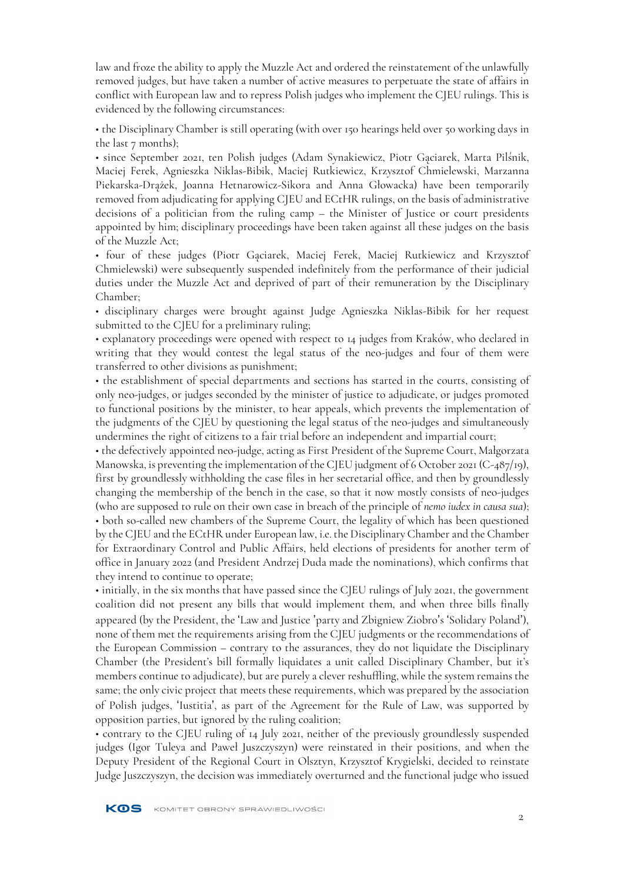law and froze the ability to apply the Muzzle Act and ordered the reinstatement of the unlawfully removed judges, but have taken a number of active measures to perpetuate the state of affairs in conflict with European law and to repress Polish judges who implement the CJEU rulings. This is evidenced by the following circumstances:

- the Disciplinary Chamber is still operating (with over 150 hearings held over 50 working days in the last 7 months);
- since September 2021, ten Polish judges (Adam Synakiewicz, Piotr Gąciarek, Marta Pilśnik, Maciej Ferek, Agnieszka Niklas-Bibik, Maciej Rutkiewicz, Krzysztof Chmielewski, Marzanna Piekarska-Drążek, Joanna Hetnarowicz-Sikora and Anna Głowacka) have been temporarily removed from adjudicating for applying CJEU and ECtHR rulings, on the basis of administrative decisions of a politician from the ruling camp – the Minister of Justice or court presidents appointed by him; disciplinary proceedings have been taken against all these judges on the basis of the Muzzle Act;
- four of these judges (Piotr Gąciarek, Maciej Ferek, Maciej Rutkiewicz and Krzysztof Chmielewski) were subsequently suspended indefinitely from the performance of their judicial duties under the Muzzle Act and deprived of part of their remuneration by the Disciplinary Chamber;
- disciplinary charges were brought against Judge Agnieszka Niklas-Bibik for her request submitted to the CJEU for a preliminary ruling;
- explanatory proceedings were opened with respect to 14 judges from Kraków, who declared in writing that they would contest the legal status of the neo-judges and four of them were transferred to other divisions as punishment;
- the establishment of special departments and sections has started in the courts, consisting of only neo-judges, or judges seconded by the minister of justice to adjudicate, or judges promoted to functional positions by the minister, to hear appeals, which prevents the implementation of the judgments of the CJEU by questioning the legal status of the neo-judges and simultaneously undermines the right of citizens to a fair trial before an independent and impartial court;
- the defectively appointed neo-judge, acting as First President of the Supreme Court, Małgorzata Manowska, is preventing the implementation of the CJEU judgment of 6 October 2021 (C-487/19), first by groundlessly withholding the case files in her secretarial office, and then by groundlessly changing the membership of the bench in the case, so that it now mostly consists of neo-judges (who are supposed to rule on their own case in breach of the principle of *nemo iudex in causa sua*);
- both so-called new chambers of the Supreme Court, the legality of which has been questioned by the CJEU and the ECtHR under European law, i.e. the Disciplinary Chamber and the Chamber for Extraordinary Control and Public Affairs, held elections of presidents for another term of office in January 2022 (and President Andrzej Duda made the nominations), which confirms that they intend to continue to operate;
- initially, in the six months that have passed since the CJEU rulings of July 2021, the government coalition did not present any bills that would implement them, and when three bills finally appeared (by the President, the 'Law and Justice 'party and Zbigniew Ziobro's 'Solidary Poland'), none of them met the requirements arising from the CJEU judgments or the recommendations of the European Commission – contrary to the assurances, they do not liquidate the Disciplinary Chamber (the President's bill formally liquidates a unit called Disciplinary Chamber, but it's members continue to adjudicate), but are purely a clever reshuffling, while the system remains the same; the only civic project that meets these requirements, which was prepared by the association of Polish judges, 'Iustitia', as part of the Agreement for the Rule of Law, was supported by opposition parties, but ignored by the ruling coalition;
- contrary to the CJEU ruling of 14 July 2021, neither of the previously groundlessly suspended judges (Igor Tuleya and Paweł Juszczyszyn) were reinstated in their positions, and when the Deputy President of the Regional Court in Olsztyn, Krzysztof Krygielski, decided to reinstate Judge Juszczyszyn, the decision was immediately overturned and the functional judge who issued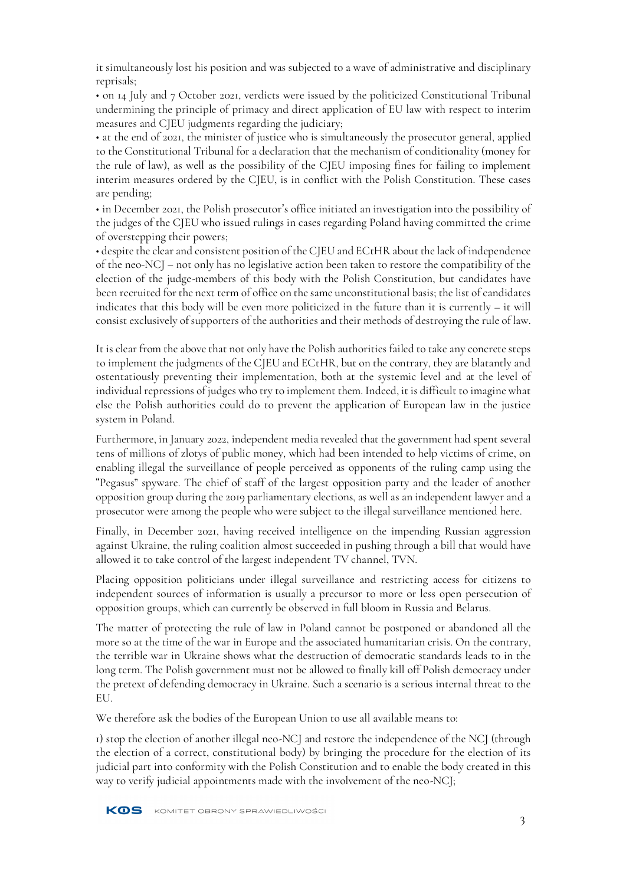it simultaneously lost his position and was subjected to a wave of administrative and disciplinary reprisals;

• on 14 July and 7 October 2021, verdicts were issued by the politicized Constitutional Tribunal undermining the principle of primacy and direct application of EU law with respect to interim measures and CJEU judgments regarding the judiciary;

• at the end of 2021, the minister of justice who is simultaneously the prosecutor general, applied to the Constitutional Tribunal for a declaration that the mechanism of conditionality (money for the rule of law), as well as the possibility of the CJEU imposing fines for failing to implement interim measures ordered by the CJEU, is in conflict with the Polish Constitution. These cases are pending;

• in December 2021, the Polish prosecutor's office initiated an investigation into the possibility of the judges of the CJEU who issued rulings in cases regarding Poland having committed the crime of overstepping their powers;

• despite the clear and consistent position of the CJEU and ECtHR about the lack of independence of the neo-NCJ – not only has no legislative action been taken to restore the compatibility of the election of the judge-members of this body with the Polish Constitution, but candidates have been recruited for the next term of office on the same unconstitutional basis; the list of candidates indicates that this body will be even more politicized in the future than it is currently – it will consist exclusively of supporters of the authorities and their methods of destroying the rule of law.

It is clear from the above that not only have the Polish authorities failed to take any concrete steps to implement the judgments of the CJEU and ECtHR, but on the contrary, they are blatantly and ostentatiously preventing their implementation, both at the systemic level and at the level of individual repressions of judges who try to implement them. Indeed, it is difficult to imagine what else the Polish authorities could do to prevent the application of European law in the justice system in Poland.

Furthermore, in January 2022, independent media revealed that the government had spent several tens of millions of zlotys of public money, which had been intended to help victims of crime, on enabling illegal the surveillance of people perceived as opponents of the ruling camp using the "Pegasus" spyware. The chief of staff of the largest opposition party and the leader of another opposition group during the 2019 parliamentary elections, as well as an independent lawyer and a prosecutor were among the people who were subject to the illegal surveillance mentioned here.

Finally, in December 2021, having received intelligence on the impending Russian aggression against Ukraine, the ruling coalition almost succeeded in pushing through a bill that would have allowed it to take control of the largest independent TV channel, TVN.

Placing opposition politicians under illegal surveillance and restricting access for citizens to independent sources of information is usually a precursor to more or less open persecution of opposition groups, which can currently be observed in full bloom in Russia and Belarus.

The matter of protecting the rule of law in Poland cannot be postponed or abandoned all the more so at the time of the war in Europe and the associated humanitarian crisis. On the contrary, the terrible war in Ukraine shows what the destruction of democratic standards leads to in the long term. The Polish government must not be allowed to finally kill off Polish democracy under the pretext of defending democracy in Ukraine. Such a scenario is a serious internal threat to the EU.

We therefore ask the bodies of the European Union to use all available means to:

1) stop the election of another illegal neo-NCJ and restore the independence of the NCJ (through the election of a correct, constitutional body) by bringing the procedure for the election of its judicial part into conformity with the Polish Constitution and to enable the body created in this way to verify judicial appointments made with the involvement of the neo-NCJ;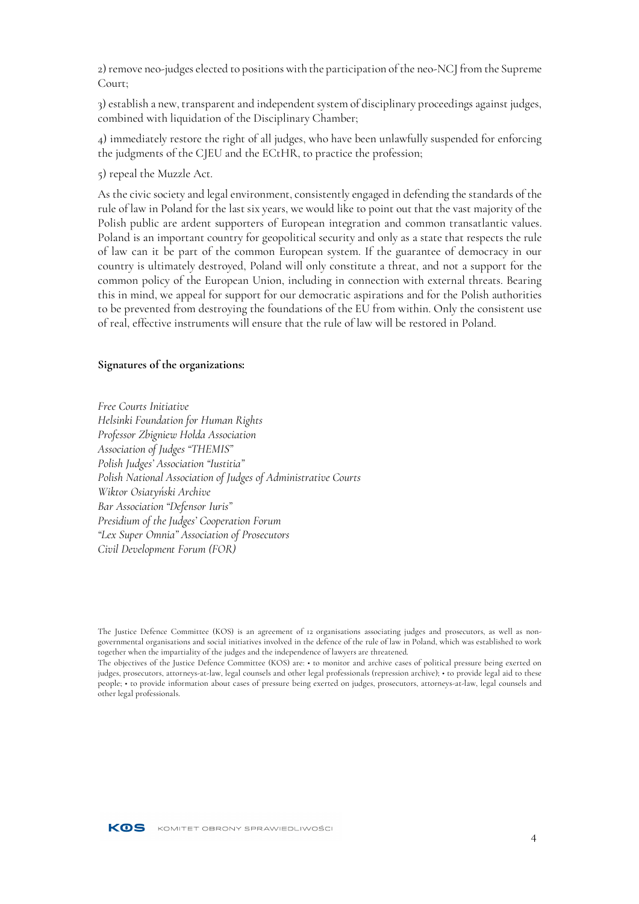2) remove neo-judges elected to positions with the participation of the neo-NCJ from the Supreme Court;

3) establish a new, transparent and independent system of disciplinary proceedings against judges, combined with liquidation of the Disciplinary Chamber;

4) immediately restore the right of all judges, who have been unlawfully suspended for enforcing the judgments of the CJEU and the ECtHR, to practice the profession;

5) repeal the Muzzle Act.

As the civic society and legal environment, consistently engaged in defending the standards of the rule of law in Poland for the last six years, we would like to point out that the vast majority of the Polish public are ardent supporters of European integration and common transatlantic values. Poland is an important country for geopolitical security and only as a state that respects the rule of law can it be part of the common European system. If the guarantee of democracy in our country is ultimately destroyed, Poland will only constitute a threat, and not a support for the common policy of the European Union, including in connection with external threats. Bearing this in mind, we appeal for support for our democratic aspirations and for the Polish authorities to be prevented from destroying the foundations of the EU from within. Only the consistent use of real, effective instruments will ensure that the rule of law will be restored in Poland.

**Signatures of the organizations:**

*Free Courts Initiative*
*Helsinki Foundation for Human Rights*
*Professor Zbigniew Hołda Association*
*Association of Judges "THEMIS"*
*Polish Judges' Association "Iustitia"*
*Polish National Association of Judges of Administrative Courts*
*Wiktor Osiatyński Archive*
*Bar Association "Defensor Iuris"*
*Presidium of the Judges' Cooperation Forum*
*"Lex Super Omnia" Association of Prosecutors*
*Civil Development Forum (FOR)*

The Justice Defence Committee (KOS) is an agreement of 12 organisations associating judges and prosecutors, as well as non-governmental organisations and social initiatives involved in the defence of the rule of law in Poland, which was established to work together when the impartiality of the judges and the independence of lawyers are threatened.
The objectives of the Justice Defence Committee (KOS) are: • to monitor and archive cases of political pressure being exerted on judges, prosecutors, attorneys-at-law, legal counsels and other legal professionals (repression archive); • to provide legal aid to these people; • to provide information about cases of pressure being exerted on judges, prosecutors, attorneys-at-law, legal counsels and other legal professionals.